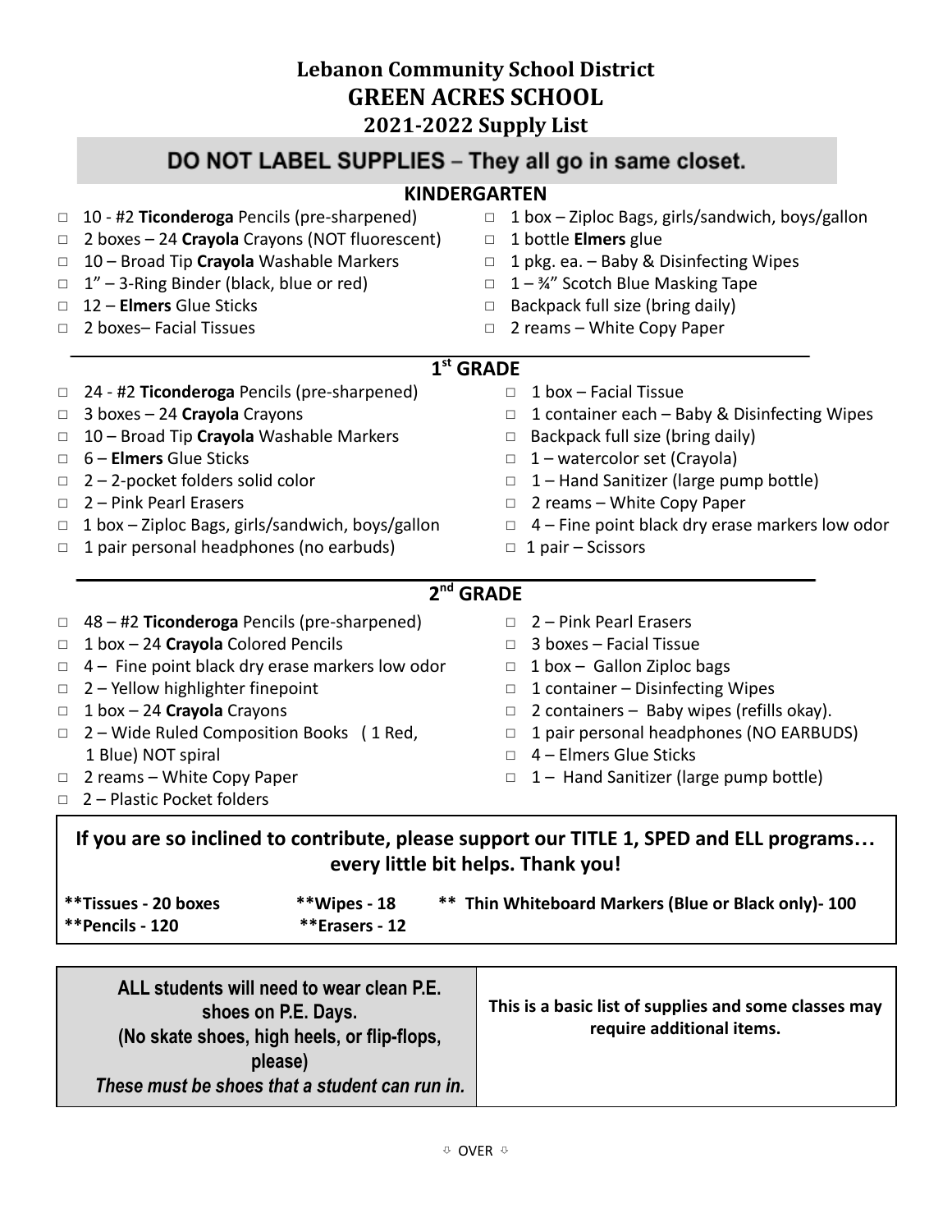# Lebanon Community School District
# GREEN ACRES SCHOOL
## 2021-2022 Supply List

**DO NOT LABEL SUPPLIES – They all go in same closet.**

## KINDERGARTEN

- □ 10 - #2 **Ticonderoga** Pencils (pre-sharpened)
- □ 2 boxes – 24 **Crayola** Crayons (NOT fluorescent)
- □ 10 – Broad Tip **Crayola** Washable Markers
- □ 1" – 3-Ring Binder (black, blue or red)
- □ 12 – **Elmers** Glue Sticks
- □ 2 boxes– Facial Tissues
- □ 1 box – Ziploc Bags, girls/sandwich, boys/gallon
- □ 1 bottle **Elmers** glue
- □ 1 pkg. ea. – Baby & Disinfecting Wipes
- □ 1 – ¾" Scotch Blue Masking Tape
- □ Backpack full size (bring daily)
- □ 2 reams – White Copy Paper

## 1st GRADE

- □ 24 - #2 **Ticonderoga** Pencils (pre-sharpened)
- □ 3 boxes – 24 **Crayola** Crayons
- □ 10 – Broad Tip **Crayola** Washable Markers
- □ 6 – **Elmers** Glue Sticks
- □ 2 – 2-pocket folders solid color
- □ 2 – Pink Pearl Erasers
- □ 1 box – Ziploc Bags, girls/sandwich, boys/gallon
- □ 1 pair personal headphones (no earbuds)
- □ 1 box – Facial Tissue
- □ 1 container each – Baby & Disinfecting Wipes
- □ Backpack full size (bring daily)
- □ 1 – watercolor set (Crayola)
- □ 1 – Hand Sanitizer (large pump bottle)
- □ 2 reams – White Copy Paper
- □ 4 – Fine point black dry erase markers low odor
- □ 1 pair – Scissors

## 2nd GRADE

- □ 48 – #2 **Ticonderoga** Pencils (pre-sharpened)
- □ 1 box – 24 **Crayola** Colored Pencils
- □ 4 – Fine point black dry erase markers low odor
- □ 2 – Yellow highlighter finepoint
- □ 1 box – 24 **Crayola** Crayons
- □ 2 – Wide Ruled Composition Books ( 1 Red, 1 Blue) NOT spiral
- □ 2 reams – White Copy Paper
- □ 2 – Plastic Pocket folders
- □ 2 – Pink Pearl Erasers
- □ 3 boxes – Facial Tissue
- □ 1 box – Gallon Ziploc bags
- □ 1 container – Disinfecting Wipes
- □ 2 containers – Baby wipes (refills okay).
- □ 1 pair personal headphones (NO EARBUDS)
- □ 4 – Elmers Glue Sticks
- □ 1 – Hand Sanitizer (large pump bottle)

**If you are so inclined to contribute, please support our TITLE 1, SPED and ELL programs… every little bit helps. Thank you!**

**\*\*Tissues - 20 boxes** **\*\*Wipes - 18** **\*\* Thin Whiteboard Markers (Blue or Black only)- 100**
**\*\*Pencils - 120** **\*\*Erasers - 12**

**ALL students will need to wear clean P.E. shoes on P.E. Days. (No skate shoes, high heels, or flip-flops, please)**
***These must be shoes that a student can run in.***

**This is a basic list of supplies and some classes may require additional items.**

⇩ OVER ⇩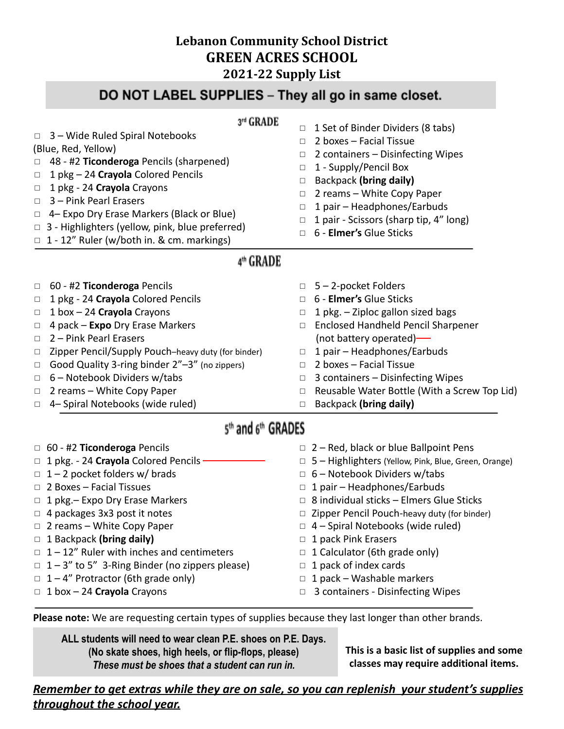# Lebanon Community School District
# GREEN ACRES SCHOOL
## 2021-22 Supply List

**DO NOT LABEL SUPPLIES – They all go in same closet.**

### 3rd GRADE

- □ 3 – Wide Ruled Spiral Notebooks (Blue, Red, Yellow)
- □ 48 - #2 **Ticonderoga** Pencils (sharpened)
- □ 1 pkg – 24 **Crayola** Colored Pencils
- □ 1 pkg - 24 **Crayola** Crayons
- □ 3 – Pink Pearl Erasers
- □ 4– Expo Dry Erase Markers (Black or Blue)
- □ 3 - Highlighters (yellow, pink, blue preferred)
- □ 1 - 12" Ruler (w/both in. & cm. markings)
- □ 1 Set of Binder Dividers (8 tabs)
- □ 2 boxes – Facial Tissue
- □ 2 containers – Disinfecting Wipes
- □ 1 - Supply/Pencil Box
- □ Backpack **(bring daily)**
- □ 2 reams – White Copy Paper
- □ 1 pair – Headphones/Earbuds
- □ 1 pair - Scissors (sharp tip, 4" long)
- □ 6 - **Elmer's** Glue Sticks

### 4th GRADE

- □ 60 - #2 **Ticonderoga** Pencils
- □ 1 pkg - 24 **Crayola** Colored Pencils
- □ 1 box – 24 **Crayola** Crayons
- □ 4 pack – **Expo** Dry Erase Markers
- □ 2 – Pink Pearl Erasers
- □ Zipper Pencil/Supply Pouch–heavy duty (for binder)
- □ Good Quality 3-ring binder 2"–3" (no zippers)
- □ 6 – Notebook Dividers w/tabs
- □ 2 reams – White Copy Paper
- □ 4– Spiral Notebooks (wide ruled)
- □ 5 – 2-pocket Folders
- □ 6 - **Elmer's** Glue Sticks
- □ 1 pkg. – Ziploc gallon sized bags
- □ Enclosed Handheld Pencil Sharpener (not battery operated)
- □ 1 pair – Headphones/Earbuds
- □ 2 boxes – Facial Tissue
- □ 3 containers – Disinfecting Wipes
- □ Reusable Water Bottle (With a Screw Top Lid)
- □ Backpack **(bring daily)**

### 5th and 6th GRADES

- □ 60 - #2 **Ticonderoga** Pencils
- □ 1 pkg. - 24 **Crayola** Colored Pencils
- □ 1 – 2 pocket folders w/ brads
- □ 2 Boxes – Facial Tissues
- □ 1 pkg.– Expo Dry Erase Markers
- □ 4 packages 3x3 post it notes
- □ 2 reams – White Copy Paper
- □ 1 Backpack **(bring daily)**
- □ 1 – 12" Ruler with inches and centimeters
- □ 1 – 3" to 5" 3-Ring Binder (no zippers please)
- □ 1 – 4" Protractor (6th grade only)
- □ 1 box – 24 **Crayola** Crayons
- □ 2 – Red, black or blue Ballpoint Pens
- □ 5 – Highlighters (Yellow, Pink, Blue, Green, Orange)
- □ 6 – Notebook Dividers w/tabs
- □ 1 pair – Headphones/Earbuds
- □ 8 individual sticks – Elmers Glue Sticks
- □ Zipper Pencil Pouch-heavy duty (for binder)
- □ 4 – Spiral Notebooks (wide ruled)
- □ 1 pack Pink Erasers
- □ 1 Calculator (6th grade only)
- □ 1 pack of index cards
- □ 1 pack – Washable markers
- □ 3 containers - Disinfecting Wipes

**Please note:** We are requesting certain types of supplies because they last longer than other brands.

**ALL students will need to wear clean P.E. shoes on P.E. Days.**
**(No skate shoes, high heels, or flip-flops, please)**
***These must be shoes that a student can run in.***

**This is a basic list of supplies and some classes may require additional items.**

***Remember to get extras while they are on sale, so you can replenish your student's supplies throughout the school year.***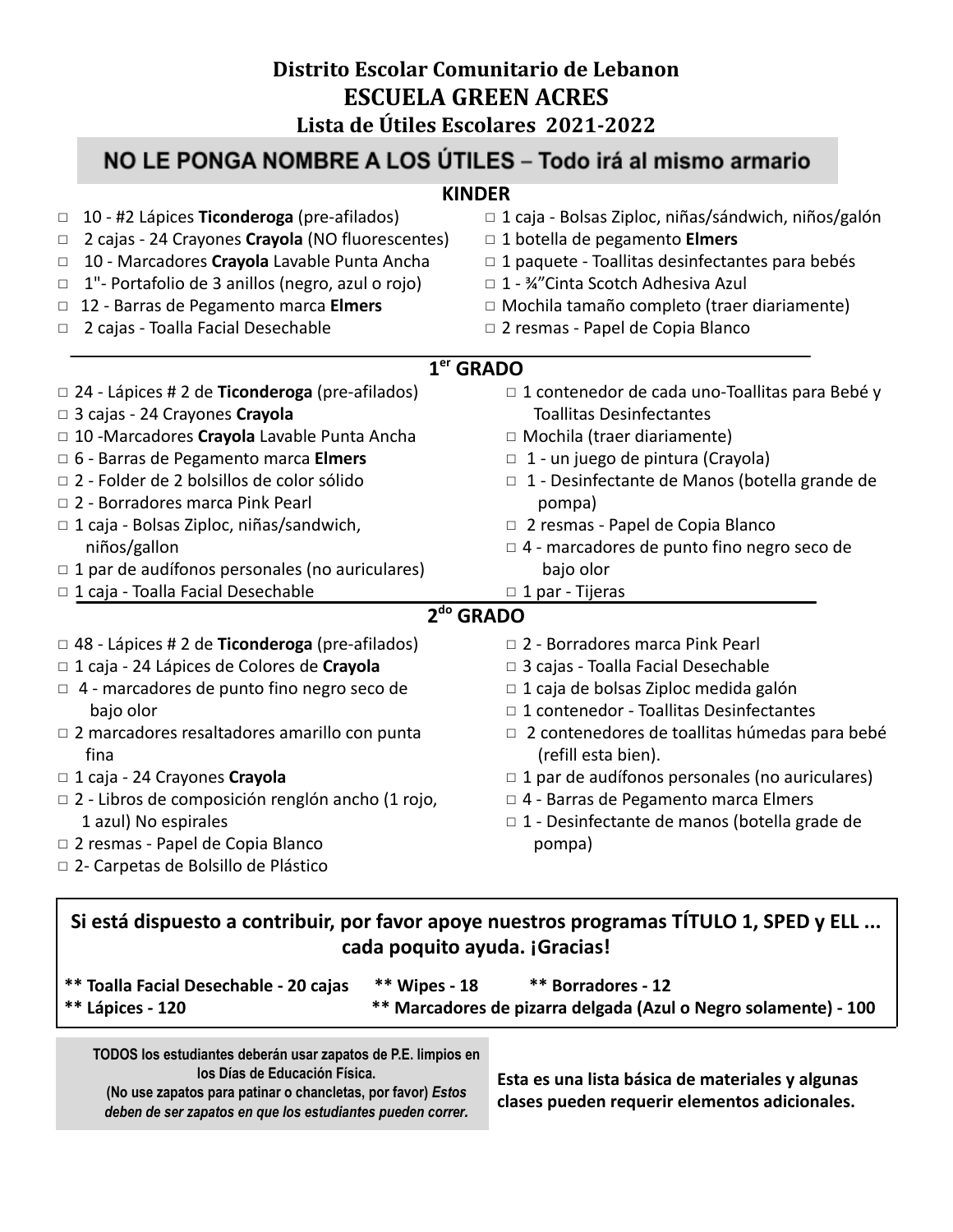# Distrito Escolar Comunitario de Lebanon
# ESCUELA GREEN ACRES
## Lista de Útiles Escolares 2021-2022

**NO LE PONGA NOMBRE A LOS ÚTILES – Todo irá al mismo armario**

## KINDER

- □ 10 - #2 Lápices **Ticonderoga** (pre-afilados)
- □ 2 cajas - 24 Crayones **Crayola** (NO fluorescentes)
- □ 10 - Marcadores **Crayola** Lavable Punta Ancha
- □ 1"- Portafolio de 3 anillos (negro, azul o rojo)
- □ 12 - Barras de Pegamento marca **Elmers**
- □ 2 cajas - Toalla Facial Desechable
- □ 1 caja - Bolsas Ziploc, niñas/sándwich, niños/galón
- □ 1 botella de pegamento **Elmers**
- □ 1 paquete - Toallitas desinfectantes para bebés
- □ 1 - ¾"Cinta Scotch Adhesiva Azul
- □ Mochila tamaño completo (traer diariamente)
- □ 2 resmas - Papel de Copia Blanco

## 1er GRADO

- □ 24 - Lápices # 2 de **Ticonderoga** (pre-afilados)
- □ 3 cajas - 24 Crayones **Crayola**
- □ 10 -Marcadores **Crayola** Lavable Punta Ancha
- □ 6 - Barras de Pegamento marca **Elmers**
- □ 2 - Folder de 2 bolsillos de color sólido
- □ 2 - Borradores marca Pink Pearl
- □ 1 caja - Bolsas Ziploc, niñas/sandwich, niños/gallon
- □ 1 par de audífonos personales (no auriculares)
- □ 1 caja - Toalla Facial Desechable
- □ 1 contenedor de cada uno-Toallitas para Bebé y Toallitas Desinfectantes
- □ Mochila (traer diariamente)
- □ 1 - un juego de pintura (Crayola)
- □ 1 - Desinfectante de Manos (botella grande de pompa)
- □ 2 resmas - Papel de Copia Blanco
- □ 4 - marcadores de punto fino negro seco de bajo olor
- □ 1 par - Tijeras

## 2do GRADO

- □ 48 - Lápices # 2 de **Ticonderoga** (pre-afilados)
- □ 1 caja - 24 Lápices de Colores de **Crayola**
- □ 4 - marcadores de punto fino negro seco de bajo olor
- □ 2 marcadores resaltadores amarillo con punta fina
- □ 1 caja - 24 Crayones **Crayola**
- □ 2 - Libros de composición renglón ancho (1 rojo, 1 azul) No espirales
- □ 2 resmas - Papel de Copia Blanco
- □ 2- Carpetas de Bolsillo de Plástico
- □ 2 - Borradores marca Pink Pearl
- □ 3 cajas - Toalla Facial Desechable
- □ 1 caja de bolsas Ziploc medida galón
- □ 1 contenedor - Toallitas Desinfectantes
- □ 2 contenedores de toallitas húmedas para bebé (refill esta bien).
- □ 1 par de audífonos personales (no auriculares)
- □ 4 - Barras de Pegamento marca Elmers
- □ 1 - Desinfectante de manos (botella grade de pompa)

---

**Si está dispuesto a contribuir, por favor apoye nuestros programas TÍTULO 1, SPED y ELL ... cada poquito ayuda. ¡Gracias!**

**** Toalla Facial Desechable - 20 cajas** **** Wipes - 18** **** Borradores - 12**
**** Lápices - 120** **** Marcadores de pizarra delgada (Azul o Negro solamente) - 100**

---

**TODOS los estudiantes deberán usar zapatos de P.E. limpios en los Días de Educación Física.**
**(No use zapatos para patinar o chancletas, por favor)** ***Estos deben de ser zapatos en que los estudiantes pueden correr.***

**Esta es una lista básica de materiales y algunas clases pueden requerir elementos adicionales.**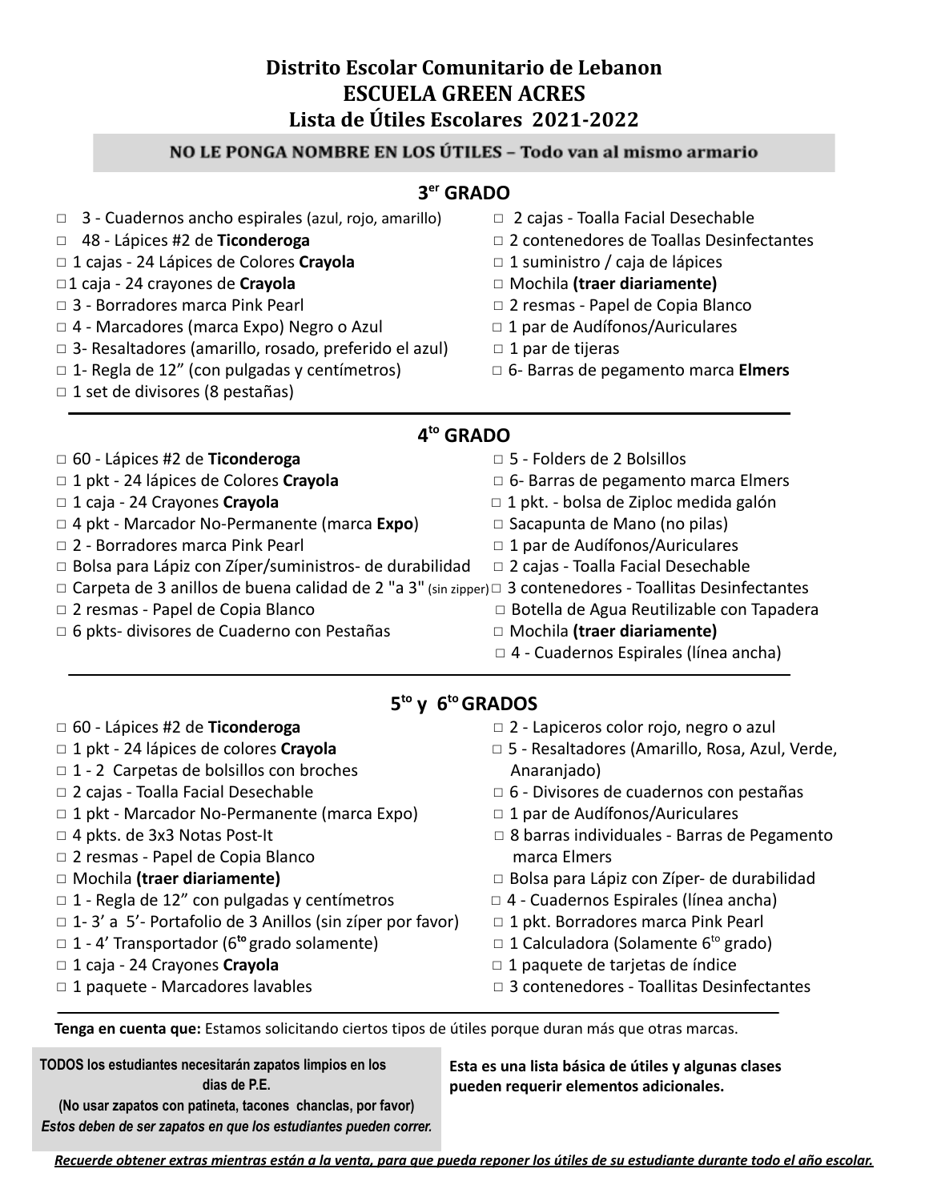# Distrito Escolar Comunitario de Lebanon
# ESCUELA GREEN ACRES
## Lista de Útiles Escolares 2021-2022

**NO LE PONGA NOMBRE EN LOS ÚTILES – Todo van al mismo armario**

### 3er GRADO

- □ 3 - Cuadernos ancho espirales (azul, rojo, amarillo)
- □ 48 - Lápices #2 de **Ticonderoga**
- □ 1 cajas - 24 Lápices de Colores **Crayola**
- □ 1 caja - 24 crayones de **Crayola**
- □ 3 - Borradores marca Pink Pearl
- □ 4 - Marcadores (marca Expo) Negro o Azul
- □ 3- Resaltadores (amarillo, rosado, preferido el azul)
- □ 1- Regla de 12" (con pulgadas y centímetros)
- □ 1 set de divisores (8 pestañas)
- □ 2 cajas - Toalla Facial Desechable
- □ 2 contenedores de Toallas Desinfectantes
- □ 1 suministro / caja de lápices
- □ Mochila **(traer diariamente)**
- □ 2 resmas - Papel de Copia Blanco
- □ 1 par de Audífonos/Auriculares
- □ 1 par de tijeras
- □ 6- Barras de pegamento marca **Elmers**

### 4to GRADO

- □ 60 - Lápices #2 de **Ticonderoga**
- □ 1 pkt - 24 lápices de Colores **Crayola**
- □ 1 caja - 24 Crayones **Crayola**
- □ 4 pkt - Marcador No-Permanente (marca **Expo**)
- □ 2 - Borradores marca Pink Pearl
- □ Bolsa para Lápiz con Zíper/suministros- de durabilidad
- □ Carpeta de 3 anillos de buena calidad de 2 "a 3" (sin zipper)
- □ 2 resmas - Papel de Copia Blanco
- □ 6 pkts- divisores de Cuaderno con Pestañas
- □ 5 - Folders de 2 Bolsillos
- □ 6- Barras de pegamento marca Elmers
- □ 1 pkt. - bolsa de Ziploc medida galón
- □ Sacapunta de Mano (no pilas)
- □ 1 par de Audífonos/Auriculares
- □ 2 cajas - Toalla Facial Desechable
- □ 3 contenedores - Toallitas Desinfectantes
- □ Botella de Agua Reutilizable con Tapadera
- □ Mochila **(traer diariamente)**
- □ 4 - Cuadernos Espirales (línea ancha)

### 5to y 6to GRADOS

- □ 60 - Lápices #2 de **Ticonderoga**
- □ 1 pkt - 24 lápices de colores **Crayola**
- □ 1 - 2 Carpetas de bolsillos con broches
- □ 2 cajas - Toalla Facial Desechable
- □ 1 pkt - Marcador No-Permanente (marca Expo)
- □ 4 pkts. de 3x3 Notas Post-It
- □ 2 resmas - Papel de Copia Blanco
- □ Mochila **(traer diariamente)**
- □ 1 - Regla de 12" con pulgadas y centímetros
- □ 1- 3' a 5'- Portafolio de 3 Anillos (sin zíper por favor)
- □ 1 - 4' Transportador (6to grado solamente)
- □ 1 caja - 24 Crayones **Crayola**
- □ 1 paquete - Marcadores lavables
- □ 2 - Lapiceros color rojo, negro o azul
- □ 5 - Resaltadores (Amarillo, Rosa, Azul, Verde, Anaranjado)
- □ 6 - Divisores de cuadernos con pestañas
- □ 1 par de Audífonos/Auriculares
- □ 8 barras individuales - Barras de Pegamento marca Elmers
- □ Bolsa para Lápiz con Zíper- de durabilidad
- □ 4 - Cuadernos Espirales (línea ancha)
- □ 1 pkt. Borradores marca Pink Pearl
- □ 1 Calculadora (Solamente 6to grado)
- □ 1 paquete de tarjetas de índice
- □ 3 contenedores - Toallitas Desinfectantes

**Tenga en cuenta que:** Estamos solicitando ciertos tipos de útiles porque duran más que otras marcas.

**TODOS los estudiantes necesitarán zapatos limpios en los dias de P.E.**
**(No usar zapatos con patineta, tacones chanclas, por favor)**
***Estos deben de ser zapatos en que los estudiantes pueden correr.***

**Esta es una lista básica de útiles y algunas clases pueden requerir elementos adicionales.**

***Recuerde obtener extras mientras están a la venta, para que pueda reponer los útiles de su estudiante durante todo el año escolar.***